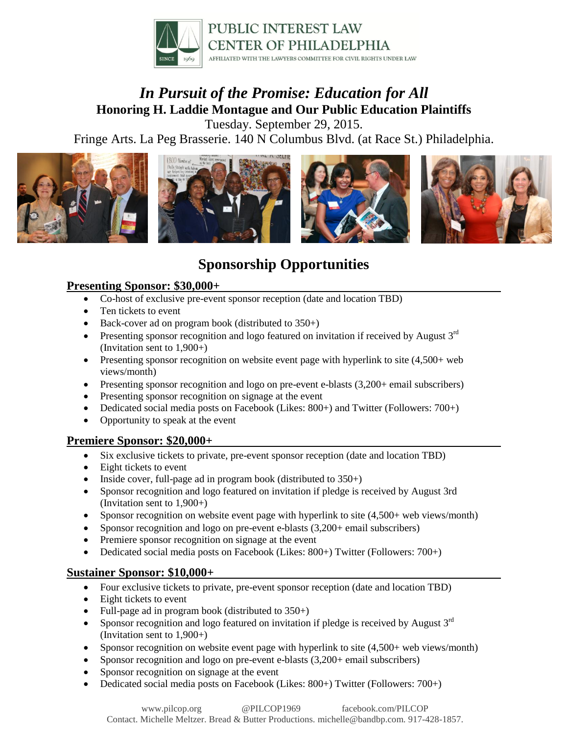PUBLIC INTEREST LAW CENTER OF PHILADELPHIA

SINCE 1969

AFFILIATED WITH THE LAWYERS COMMITTEE FOR CIVIL RIGHTS UNDER LAW

# *In Pursuit of the Promise: Education for All*

**Honoring H. Laddie Montague and Our Public Education Plaintiffs**

Tuesday. September 29, 2015.

Fringe Arts. La Peg Brasserie. 140 N Columbus Blvd. (at Race St.) Philadelphia.

## Sponsorship Opportunities

### Presenting Sponsor: $30,000+

- Co-host of exclusive pre-event sponsor reception (date and location TBD)
- Ten tickets to event
- Back-cover ad on program book (distributed to 350+)
- Presenting sponsor recognition and logo featured on invitation if received by August 3rd (Invitation sent to 1,900+)
- Presenting sponsor recognition on website event page with hyperlink to site (4,500+ web views/month)
- Presenting sponsor recognition and logo on pre-event e-blasts (3,200+ email subscribers)
- Presenting sponsor recognition on signage at the event
- Dedicated social media posts on Facebook (Likes: 800+) and Twitter (Followers: 700+)
- Opportunity to speak at the event

### Premiere Sponsor: $20,000+

- Six exclusive tickets to private, pre-event sponsor reception (date and location TBD)
- Eight tickets to event
- Inside cover, full-page ad in program book (distributed to 350+)
- Sponsor recognition and logo featured on invitation if pledge is received by August 3rd (Invitation sent to 1,900+)
- Sponsor recognition on website event page with hyperlink to site (4,500+ web views/month)
- Sponsor recognition and logo on pre-event e-blasts (3,200+ email subscribers)
- Premiere sponsor recognition on signage at the event
- Dedicated social media posts on Facebook (Likes: 800+) Twitter (Followers: 700+)

### Sustainer Sponsor: $10,000+

- Four exclusive tickets to private, pre-event sponsor reception (date and location TBD)
- Eight tickets to event
- Full-page ad in program book (distributed to 350+)
- Sponsor recognition and logo featured on invitation if pledge is received by August 3rd (Invitation sent to 1,900+)
- Sponsor recognition on website event page with hyperlink to site (4,500+ web views/month)
- Sponsor recognition and logo on pre-event e-blasts (3,200+ email subscribers)
- Sponsor recognition on signage at the event
- Dedicated social media posts on Facebook (Likes: 800+) Twitter (Followers: 700+)

www.pilcop.org @PILCOP1969 facebook.com/PILCOP

Contact. Michelle Meltzer. Bread & Butter Productions. michelle@bandbp.com. 917-428-1857.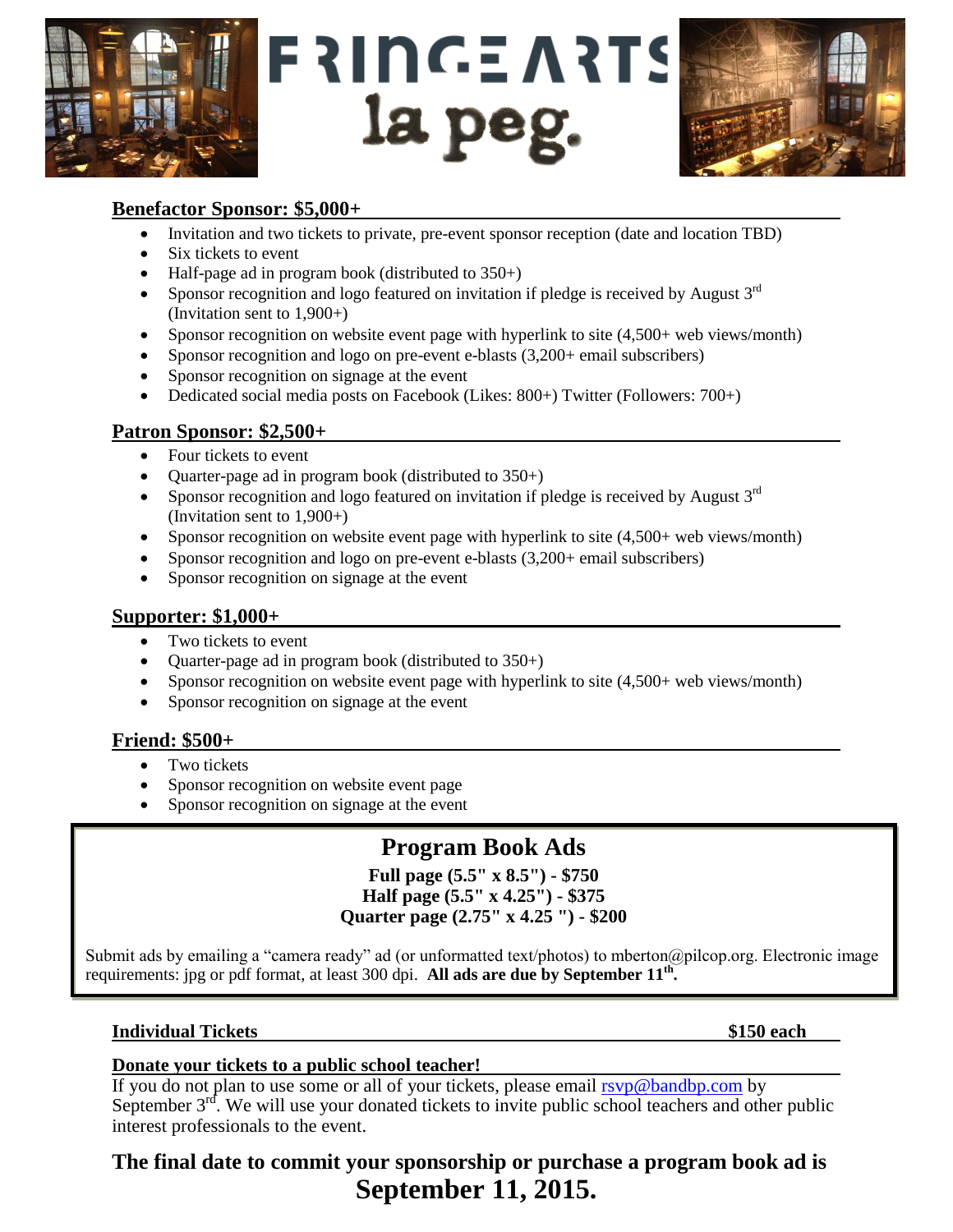FRINGEARTS

la peg.

## Benefactor Sponsor: $5,000+

- Invitation and two tickets to private, pre-event sponsor reception (date and location TBD)
- Six tickets to event
- Half-page ad in program book (distributed to 350+)
- Sponsor recognition and logo featured on invitation if pledge is received by August 3rd (Invitation sent to 1,900+)
- Sponsor recognition on website event page with hyperlink to site (4,500+ web views/month)
- Sponsor recognition and logo on pre-event e-blasts (3,200+ email subscribers)
- Sponsor recognition on signage at the event
- Dedicated social media posts on Facebook (Likes: 800+) Twitter (Followers: 700+)

## Patron Sponsor: $2,500+

- Four tickets to event
- Quarter-page ad in program book (distributed to 350+)
- Sponsor recognition and logo featured on invitation if pledge is received by August 3rd (Invitation sent to 1,900+)
- Sponsor recognition on website event page with hyperlink to site (4,500+ web views/month)
- Sponsor recognition and logo on pre-event e-blasts (3,200+ email subscribers)
- Sponsor recognition on signage at the event

## Supporter: $1,000+

- Two tickets to event
- Quarter-page ad in program book (distributed to 350+)
- Sponsor recognition on website event page with hyperlink to site (4,500+ web views/month)
- Sponsor recognition on signage at the event

## Friend: $500+

- Two tickets
- Sponsor recognition on website event page
- Sponsor recognition on signage at the event

## Program Book Ads

**Full page (5.5" x 8.5") - $750**
**Half page (5.5" x 4.25") - $375**
**Quarter page (2.75" x 4.25 ") - $200**

Submit ads by emailing a "camera ready" ad (or unformatted text/photos) to mberton@pilcop.org. Electronic image requirements: jpg or pdf format, at least 300 dpi. **All ads are due by September 11th.**

**Individual Tickets** **$150 each**

**Donate your tickets to a public school teacher!**

If you do not plan to use some or all of your tickets, please email rsvp@bandbp.com by September 3rd. We will use your donated tickets to invite public school teachers and other public interest professionals to the event.

**The final date to commit your sponsorship or purchase a program book ad is September 11, 2015.**